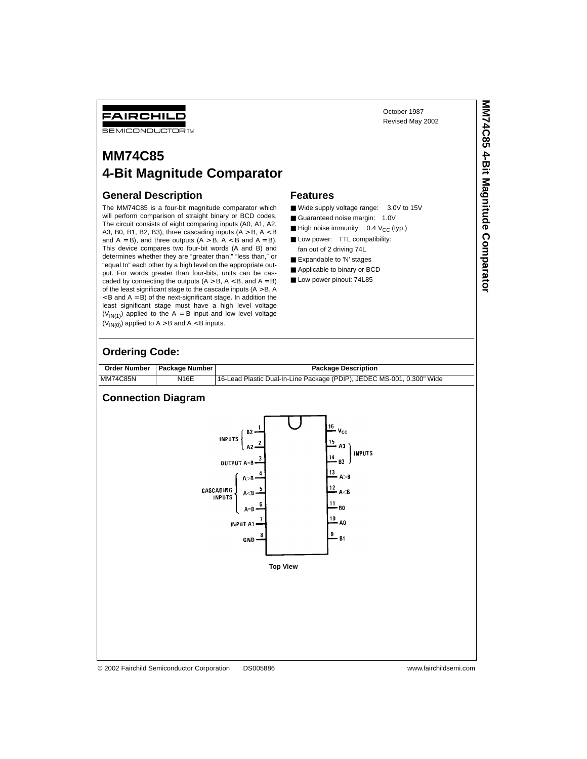FAIRCHILD
SEMICONDUCTOR™

October 1987
Revised May 2002

# MM74C85
# 4-Bit Magnitude Comparator

## General Description

The MM74C85 is a four-bit magnitude comparator which will perform comparison of straight binary or BCD codes. The circuit consists of eight comparing inputs (A0, A1, A2, A3, B0, B1, B2, B3), three cascading inputs (A > B, A < B and A = B), and three outputs (A > B, A < B and A = B). This device compares two four-bit words (A and B) and determines whether they are "greater than," "less than," or "equal to" each other by a high level on the appropriate output. For words greater than four-bits, units can be cascaded by connecting the outputs (A > B, A < B, and A = B) of the least significant stage to the cascade inputs (A > B, A < B and A = B) of the next-significant stage. In addition the least significant stage must have a high level voltage ($V_{IN(1)}$) applied to the A = B input and low level voltage ($V_{IN(0)}$) applied to A > B and A < B inputs.

## Features

- Wide supply voltage range: 3.0V to 15V
- Guaranteed noise margin: 1.0V
- High noise immunity: 0.4 $V_{CC}$ (typ.)
- Low power: TTL compatibility: fan out of 2 driving 74L
- Expandable to 'N' stages
- Applicable to binary or BCD
- Low power pinout: 74L85

## Ordering Code:

| Order Number | Package Number | Package Description |
|---|---|---|
| MM74C85N | N16E | 16-Lead Plastic Dual-In-Line Package (PDIP), JEDEC MS-001, 0.300" Wide |

## Connection Diagram

| Pin | Function | Pin | Function |
|---|---|---|---|
| 1 | B2 (Input) | 16 | $V_{CC}$ |
| 2 | A2 (Input) | 15 | A3 (Input) |
| 3 | Output A=B | 14 | B3 (Input) |
| 4 | A>B (Cascading Input) | 13 | A>B |
| 5 | A<B (Cascading Input) | 12 | A<B |
| 6 | A=B (Cascading Input) | 11 | B0 |
| 7 | Input A1 | 10 | A0 |
| 8 | GND | 9 | B1 |

Top View

© 2002 Fairchild Semiconductor Corporation DS005886 www.fairchildsemi.com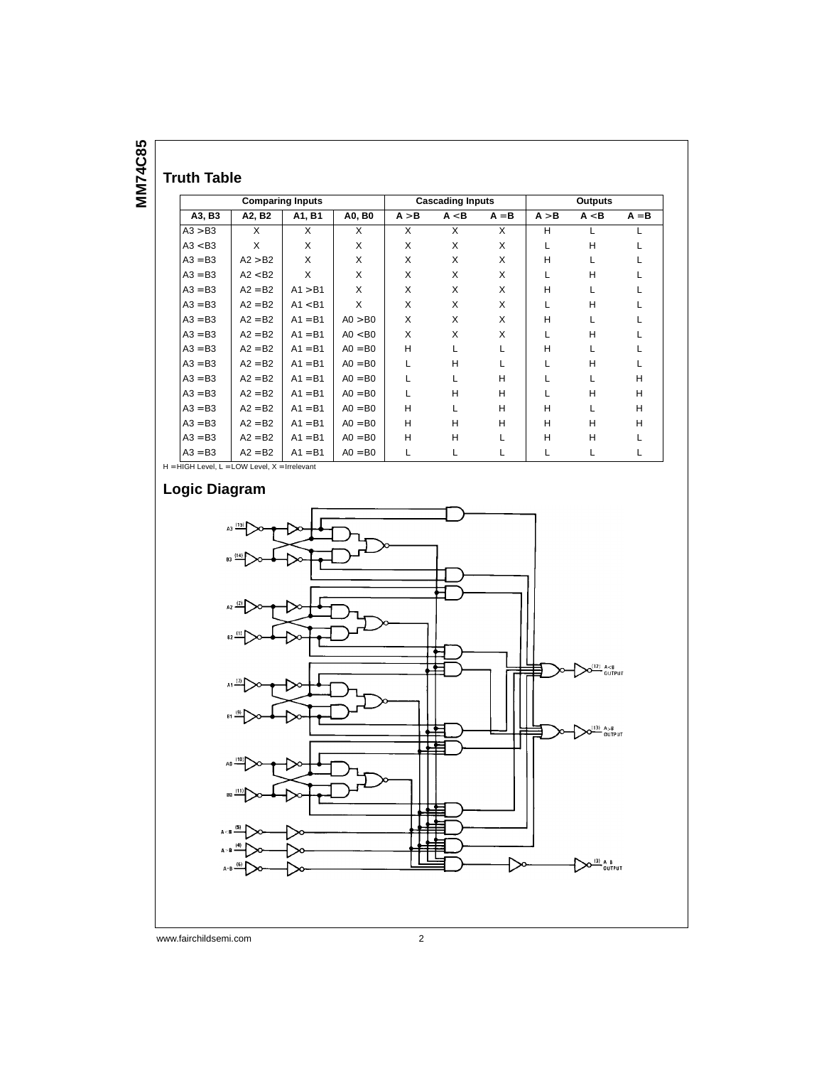## Truth Table

| Comparing Inputs | | | | Cascading Inputs | | | Outputs | | |
|---|---|---|---|---|---|---|---|---|---|
| A3, B3 | A2, B2 | A1, B1 | A0, B0 | A > B | A < B | A = B | A > B | A < B | A = B |
| A3 > B3 | X | X | X | X | X | X | H | L | L |
| A3 < B3 | X | X | X | X | X | X | L | H | L |
| A3 = B3 | A2 > B2 | X | X | X | X | X | H | L | L |
| A3 = B3 | A2 < B2 | X | X | X | X | X | L | H | L |
| A3 = B3 | A2 = B2 | A1 > B1 | X | X | X | X | H | L | L |
| A3 = B3 | A2 = B2 | A1 < B1 | X | X | X | X | L | H | L |
| A3 = B3 | A2 = B2 | A1 = B1 | A0 > B0 | X | X | X | H | L | L |
| A3 = B3 | A2 = B2 | A1 = B1 | A0 < B0 | X | X | X | L | H | L |
| A3 = B3 | A2 = B2 | A1 = B1 | A0 = B0 | H | L | L | H | L | L |
| A3 = B3 | A2 = B2 | A1 = B1 | A0 = B0 | L | H | L | L | H | L |
| A3 = B3 | A2 = B2 | A1 = B1 | A0 = B0 | L | L | H | L | L | H |
| A3 = B3 | A2 = B2 | A1 = B1 | A0 = B0 | L | H | H | L | H | H |
| A3 = B3 | A2 = B2 | A1 = B1 | A0 = B0 | H | L | H | H | L | H |
| A3 = B3 | A2 = B2 | A1 = B1 | A0 = B0 | H | H | H | H | H | H |
| A3 = B3 | A2 = B2 | A1 = B1 | A0 = B0 | H | H | L | H | H | L |
| A3 = B3 | A2 = B2 | A1 = B1 | A0 = B0 | L | L | L | L | L | L |

H = HIGH Level, L = LOW Level, X = Irrelevant

## Logic Diagram

A3 (15), B3 (14), A2 (2), B2 (1), A1 (7), B1 (9), A0 (10), B0 (11), A < B (5), A > B (4), A = B (6)

(12) A < B OUTPUT

(13) A > B OUTPUT

(3) A = B OUTPUT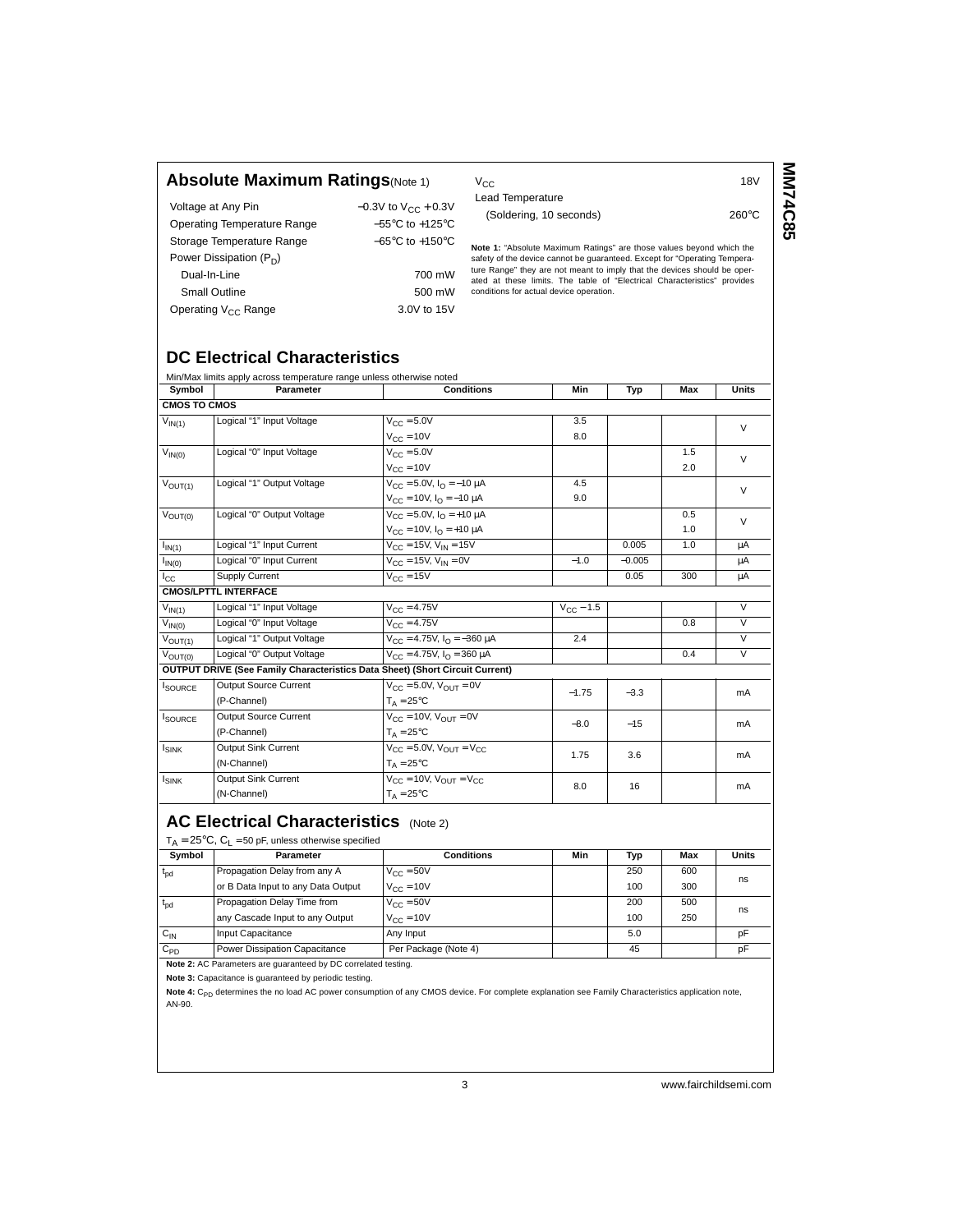## Absolute Maximum Ratings (Note 1)

| | |
|---|---|
| Voltage at Any Pin | −0.3V to $V_{CC}$ + 0.3V |
| Operating Temperature Range | −55°C to +125°C |
| Storage Temperature Range | −65°C to +150°C |
| Power Dissipation ($P_D$) | |
| Dual-In-Line | 700 mW |
| Small Outline | 500 mW |
| Operating $V_{CC}$ Range | 3.0V to 15V |
| $V_{CC}$ | 18V |
| Lead Temperature | |
| (Soldering, 10 seconds) | 260°C |

**Note 1:** "Absolute Maximum Ratings" are those values beyond which the safety of the device cannot be guaranteed. Except for "Operating Temperature Range" they are not meant to imply that the devices should be operated at these limits. The table of "Electrical Characteristics" provides conditions for actual device operation.

## DC Electrical Characteristics

Min/Max limits apply across temperature range unless otherwise noted

| Symbol | Parameter | Conditions | Min | Typ | Max | Units |
|---|---|---|---|---|---|---|
| **CMOS TO CMOS** | | | | | | |
| $V_{IN(1)}$ | Logical "1" Input Voltage | $V_{CC}$ = 5.0V | 3.5 | | | V |
| | | $V_{CC}$ = 10V | 8.0 | | | |
| $V_{IN(0)}$ | Logical "0" Input Voltage | $V_{CC}$ = 5.0V | | | 1.5 | V |
| | | $V_{CC}$ = 10V | | | 2.0 | |
| $V_{OUT(1)}$ | Logical "1" Output Voltage | $V_{CC}$ = 5.0V, $I_O$ = −10 µA | 4.5 | | | V |
| | | $V_{CC}$ = 10V, $I_O$ = −10 µA | 9.0 | | | |
| $V_{OUT(0)}$ | Logical "0" Output Voltage | $V_{CC}$ = 5.0V, $I_O$ = +10 µA | | | 0.5 | V |
| | | $V_{CC}$ = 10V, $I_O$ = +10 µA | | | 1.0 | |
| $I_{IN(1)}$ | Logical "1" Input Current | $V_{CC}$ = 15V, $V_{IN}$ = 15V | | 0.005 | 1.0 | µA |
| $I_{IN(0)}$ | Logical "0" Input Current | $V_{CC}$ = 15V, $V_{IN}$ = 0V | −1.0 | −0.005 | | µA |
| $I_{CC}$ | Supply Current | $V_{CC}$ = 15V | | 0.05 | 300 | µA |
| **CMOS/LPTTL INTERFACE** | | | | | | |
| $V_{IN(1)}$ | Logical "1" Input Voltage | $V_{CC}$ = 4.75V | $V_{CC}$ − 1.5 | | | V |
| $V_{IN(0)}$ | Logical "0" Input Voltage | $V_{CC}$ = 4.75V | | | 0.8 | V |
| $V_{OUT(1)}$ | Logical "1" Output Voltage | $V_{CC}$ = 4.75V, $I_O$ = −360 µA | 2.4 | | | V |
| $V_{OUT(0)}$ | Logical "0" Output Voltage | $V_{CC}$ = 4.75V, $I_O$ = 360 µA | | | 0.4 | V |
| **OUTPUT DRIVE (See Family Characteristics Data Sheet) (Short Circuit Current)** | | | | | | |
| $I_{SOURCE}$ | Output Source Current (P-Channel) | $V_{CC}$ = 5.0V, $V_{OUT}$ = 0V, $T_A$ = 25°C | −1.75 | −3.3 | | mA |
| $I_{SOURCE}$ | Output Source Current (P-Channel) | $V_{CC}$ = 10V, $V_{OUT}$ = 0V, $T_A$ = 25°C | −8.0 | −15 | | mA |
| $I_{SINK}$ | Output Sink Current (N-Channel) | $V_{CC}$ = 5.0V, $V_{OUT}$ = $V_{CC}$, $T_A$ = 25°C | 1.75 | 3.6 | | mA |
| $I_{SINK}$ | Output Sink Current (N-Channel) | $V_{CC}$ = 10V, $V_{OUT}$ = $V_{CC}$, $T_A$ = 25°C | 8.0 | 16 | | mA |

## AC Electrical Characteristics (Note 2)

$T_A$ = 25°C, $C_L$ = 50 pF, unless otherwise specified

| Symbol | Parameter | Conditions | Min | Typ | Max | Units |
|---|---|---|---|---|---|---|
| $t_{pd}$ | Propagation Delay from any A or B Data Input to any Data Output | $V_{CC}$ = 50V | | 250 | 600 | ns |
| | | $V_{CC}$ = 10V | | 100 | 300 | |
| $t_{pd}$ | Propagation Delay Time from any Cascade Input to any Output | $V_{CC}$ = 50V | | 200 | 500 | ns |
| | | $V_{CC}$ = 10V | | 100 | 250 | |
| $C_{IN}$ | Input Capacitance | Any Input | | 5.0 | | pF |
| $C_{PD}$ | Power Dissipation Capacitance | Per Package (Note 4) | | 45 | | pF |

**Note 2:** AC Parameters are guaranteed by DC correlated testing.

**Note 3:** Capacitance is guaranteed by periodic testing.

**Note 4:** $C_{PD}$ determines the no load AC power consumption of any CMOS device. For complete explanation see Family Characteristics application note, AN-90.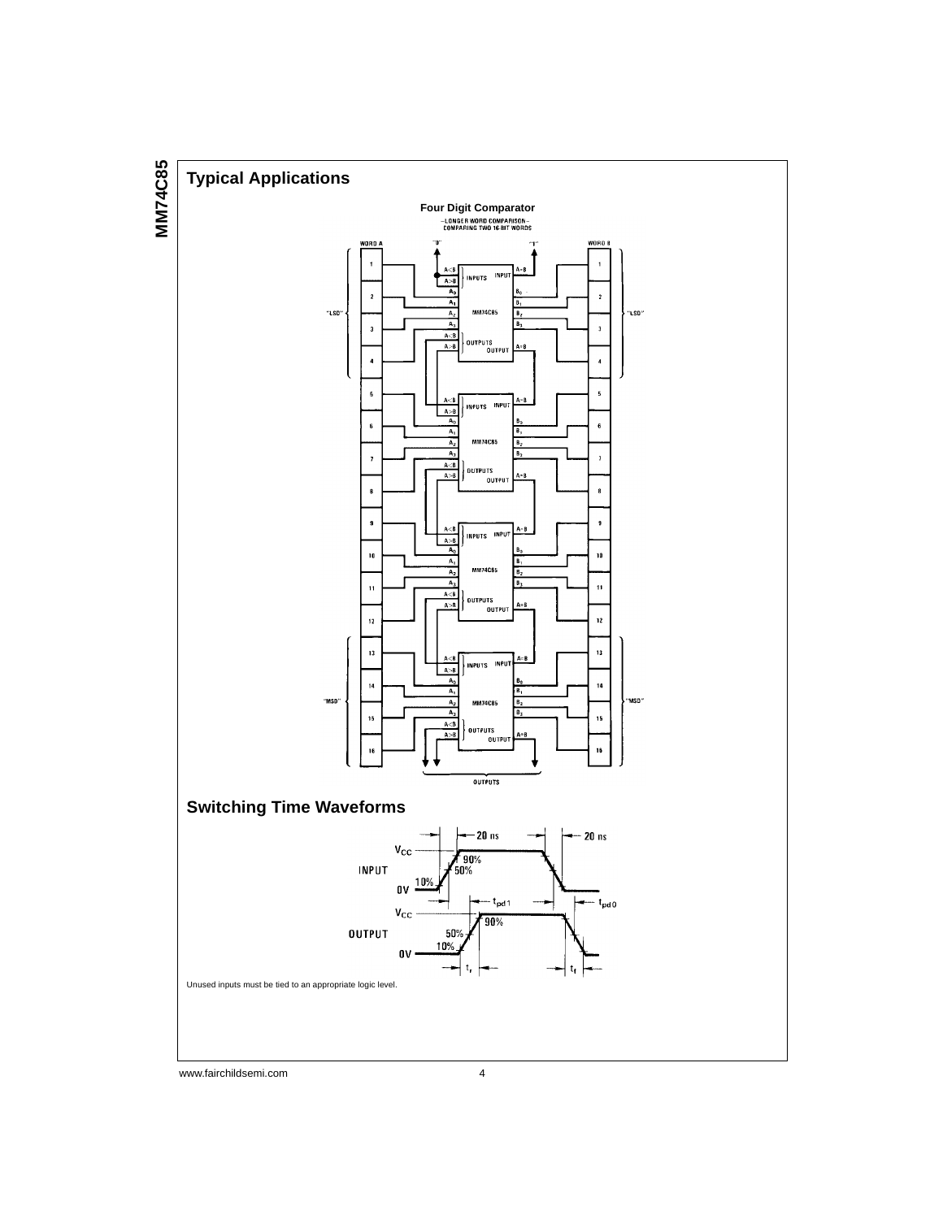## Typical Applications

**Four Digit Comparator**

—LONGER WORD COMPARISON—
COMPARING TWO 16-BIT WORDS

## Switching Time Waveforms

Unused inputs must be tied to an appropriate logic level.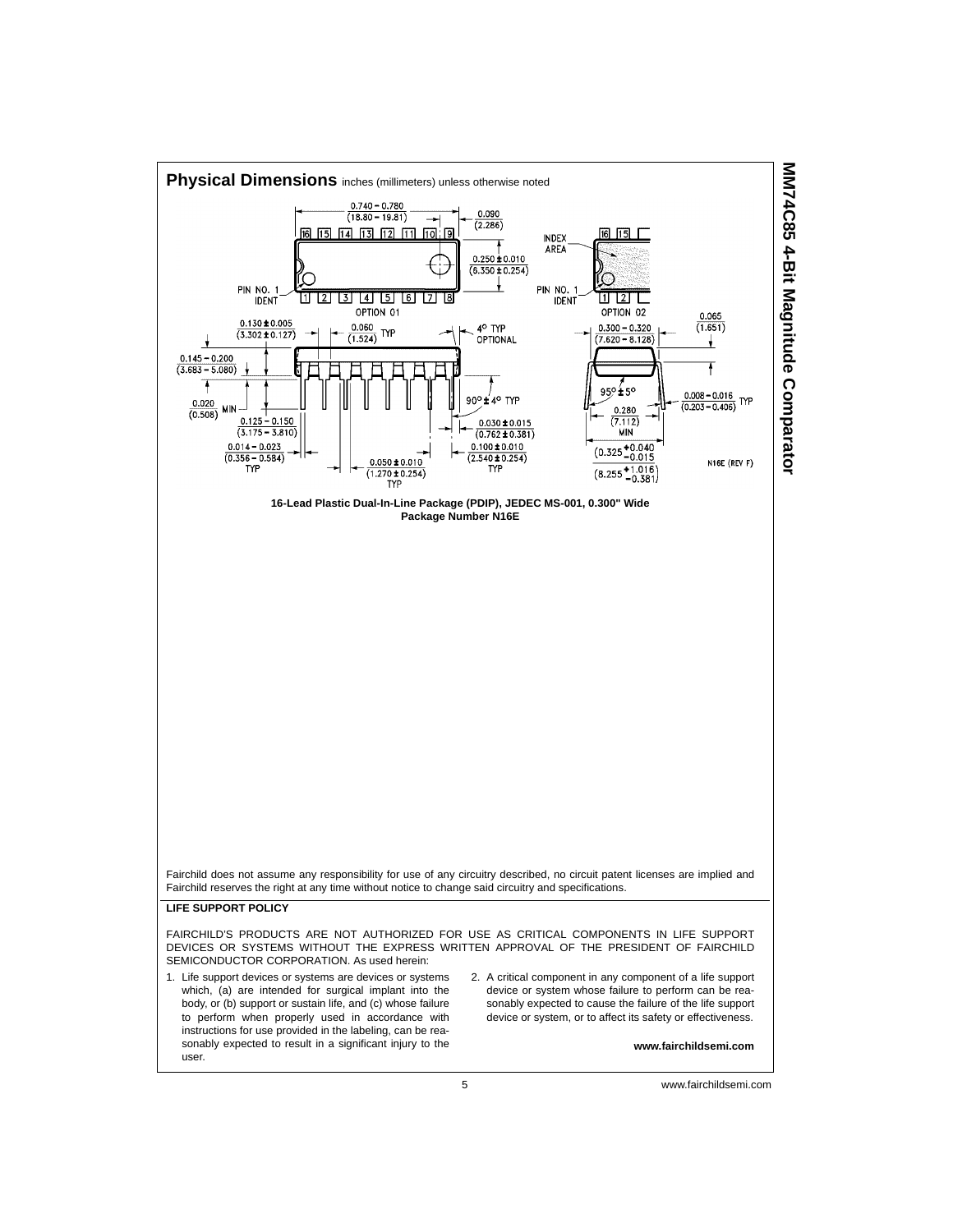## Physical Dimensions inches (millimeters) unless otherwise noted

0.740 – 0.780
(18.80 – 19.81)

0.090
(2.286)

16 15 14 13 12 11 10 9

INDEX
AREA

16 15

0.250 ± 0.010
(6.350 ± 0.254)

PIN NO. 1
IDENT

1 2 3 4 5 6 7 8

OPTION 01

PIN NO. 1
IDENT

1 2

OPTION 02

0.065
(1.651)

0.130 ± 0.005
(3.302 ± 0.127)

0.060
(1.524) TYP

4° TYP
OPTIONAL

0.300 – 0.320
(7.620 – 8.128)

0.145 – 0.200
(3.683 – 5.080)

95° ± 5°

0.008 – 0.016
(0.203 – 0.406) TYP

0.020
(0.508) MIN

90° ± 4° TYP

0.280
(7.112)
MIN

0.125 – 0.150
(3.175 – 3.810)

0.030 ± 0.015
(0.762 ± 0.381)

0.014 – 0.023
(0.356 – 0.584)
TYP

0.100 ± 0.010
(2.540 ± 0.254)
TYP

$\left(0.325 {}^{+0.040}_{-0.015}\right)$

0.050 ± 0.010
(1.270 ± 0.254)
TYP

$\left(8.255 {}^{+1.016}_{-0.381}\right)$

N16E (REV F)

**16-Lead Plastic Dual-In-Line Package (PDIP), JEDEC MS-001, 0.300" Wide**
**Package Number N16E**

Fairchild does not assume any responsibility for use of any circuitry described, no circuit patent licenses are implied and Fairchild reserves the right at any time without notice to change said circuitry and specifications.

**LIFE SUPPORT POLICY**

FAIRCHILD'S PRODUCTS ARE NOT AUTHORIZED FOR USE AS CRITICAL COMPONENTS IN LIFE SUPPORT DEVICES OR SYSTEMS WITHOUT THE EXPRESS WRITTEN APPROVAL OF THE PRESIDENT OF FAIRCHILD SEMICONDUCTOR CORPORATION. As used herein:

1. Life support devices or systems are devices or systems which, (a) are intended for surgical implant into the body, or (b) support or sustain life, and (c) whose failure to perform when properly used in accordance with instructions for use provided in the labeling, can be reasonably expected to result in a significant injury to the user.
2. A critical component in any component of a life support device or system whose failure to perform can be reasonably expected to cause the failure of the life support device or system, or to affect its safety or effectiveness.

**www.fairchildsemi.com**